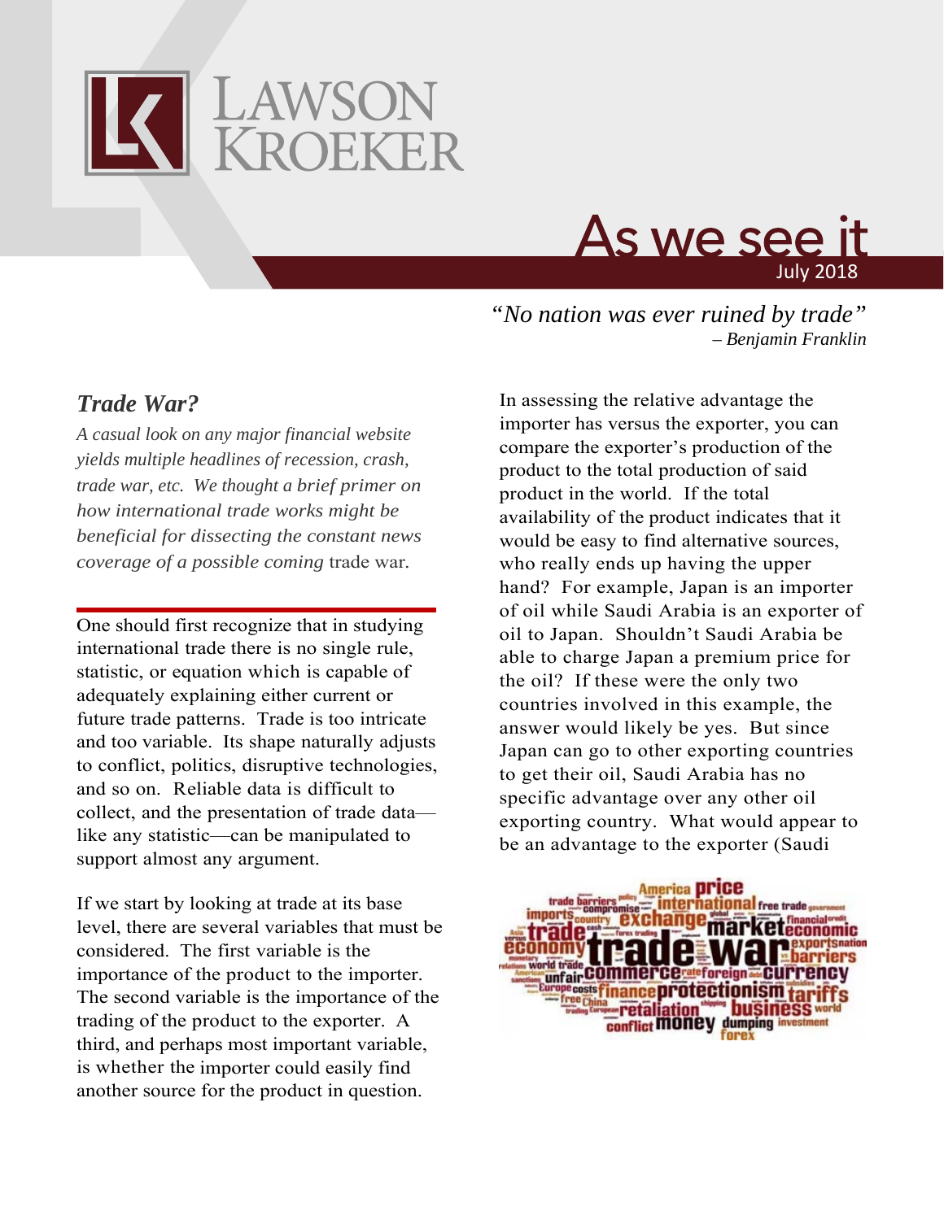# As we see it

July 2018

*"No nation was ever ruined by trade"*
*– Benjamin Franklin*

## *Trade War?*

*A casual look on any major financial website yields multiple headlines of recession, crash, trade war, etc. We thought a brief primer on how international trade works might be beneficial for dissecting the constant news coverage of a possible coming* trade war.

One should first recognize that in studying international trade there is no single rule, statistic, or equation which is capable of adequately explaining either current or future trade patterns. Trade is too intricate and too variable. Its shape naturally adjusts to conflict, politics, disruptive technologies, and so on. Reliable data is difficult to collect, and the presentation of trade data—like any statistic—can be manipulated to support almost any argument.

If we start by looking at trade at its base level, there are several variables that must be considered. The first variable is the importance of the product to the importer. The second variable is the importance of the trading of the product to the exporter. A third, and perhaps most important variable, is whether the importer could easily find another source for the product in question.

In assessing the relative advantage the importer has versus the exporter, you can compare the exporter's production of the product to the total production of said product in the world. If the total availability of the product indicates that it would be easy to find alternative sources, who really ends up having the upper hand? For example, Japan is an importer of oil while Saudi Arabia is an exporter of oil to Japan. Shouldn't Saudi Arabia be able to charge Japan a premium price for the oil? If these were the only two countries involved in this example, the answer would likely be yes. But since Japan can go to other exporting countries to get their oil, Saudi Arabia has no specific advantage over any other oil exporting country. What would appear to be an advantage to the exporter (Saudi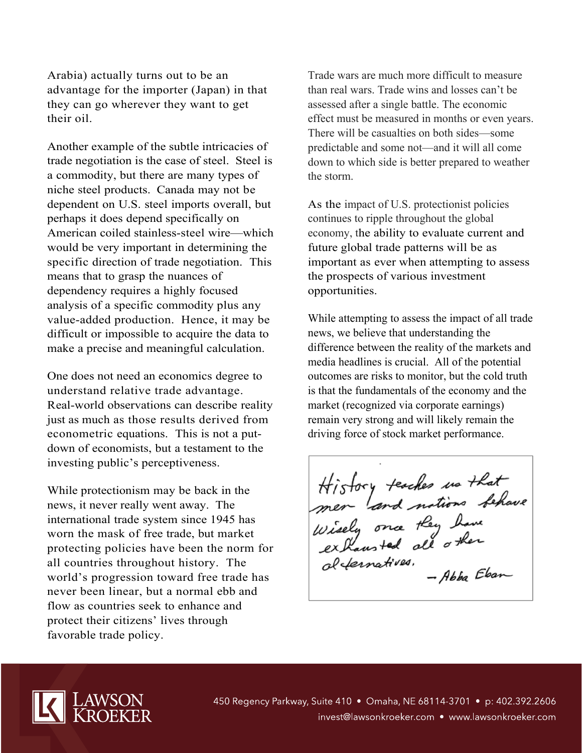Arabia) actually turns out to be an advantage for the importer (Japan) in that they can go wherever they want to get their oil.

Another example of the subtle intricacies of trade negotiation is the case of steel. Steel is a commodity, but there are many types of niche steel products. Canada may not be dependent on U.S. steel imports overall, but perhaps it does depend specifically on American coiled stainless-steel wire—which would be very important in determining the specific direction of trade negotiation. This means that to grasp the nuances of dependency requires a highly focused analysis of a specific commodity plus any value-added production. Hence, it may be difficult or impossible to acquire the data to make a precise and meaningful calculation.

One does not need an economics degree to understand relative trade advantage. Real-world observations can describe reality just as much as those results derived from econometric equations. This is not a put-down of economists, but a testament to the investing public's perceptiveness.

While protectionism may be back in the news, it never really went away. The international trade system since 1945 has worn the mask of free trade, but market protecting policies have been the norm for all countries throughout history. The world's progression toward free trade has never been linear, but a normal ebb and flow as countries seek to enhance and protect their citizens' lives through favorable trade policy.

Trade wars are much more difficult to measure than real wars. Trade wins and losses can't be assessed after a single battle. The economic effect must be measured in months or even years. There will be casualties on both sides—some predictable and some not—and it will all come down to which side is better prepared to weather the storm.

As the impact of U.S. protectionist policies continues to ripple throughout the global economy, the ability to evaluate current and future global trade patterns will be as important as ever when attempting to assess the prospects of various investment opportunities.

While attempting to assess the impact of all trade news, we believe that understanding the difference between the reality of the markets and media headlines is crucial. All of the potential outcomes are risks to monitor, but the cold truth is that the fundamentals of the economy and the market (recognized via corporate earnings) remain very strong and will likely remain the driving force of stock market performance.

> *History teaches us that men and nations behave wisely once they have exhausted all other alternatives.*
>
> — Abba Eban